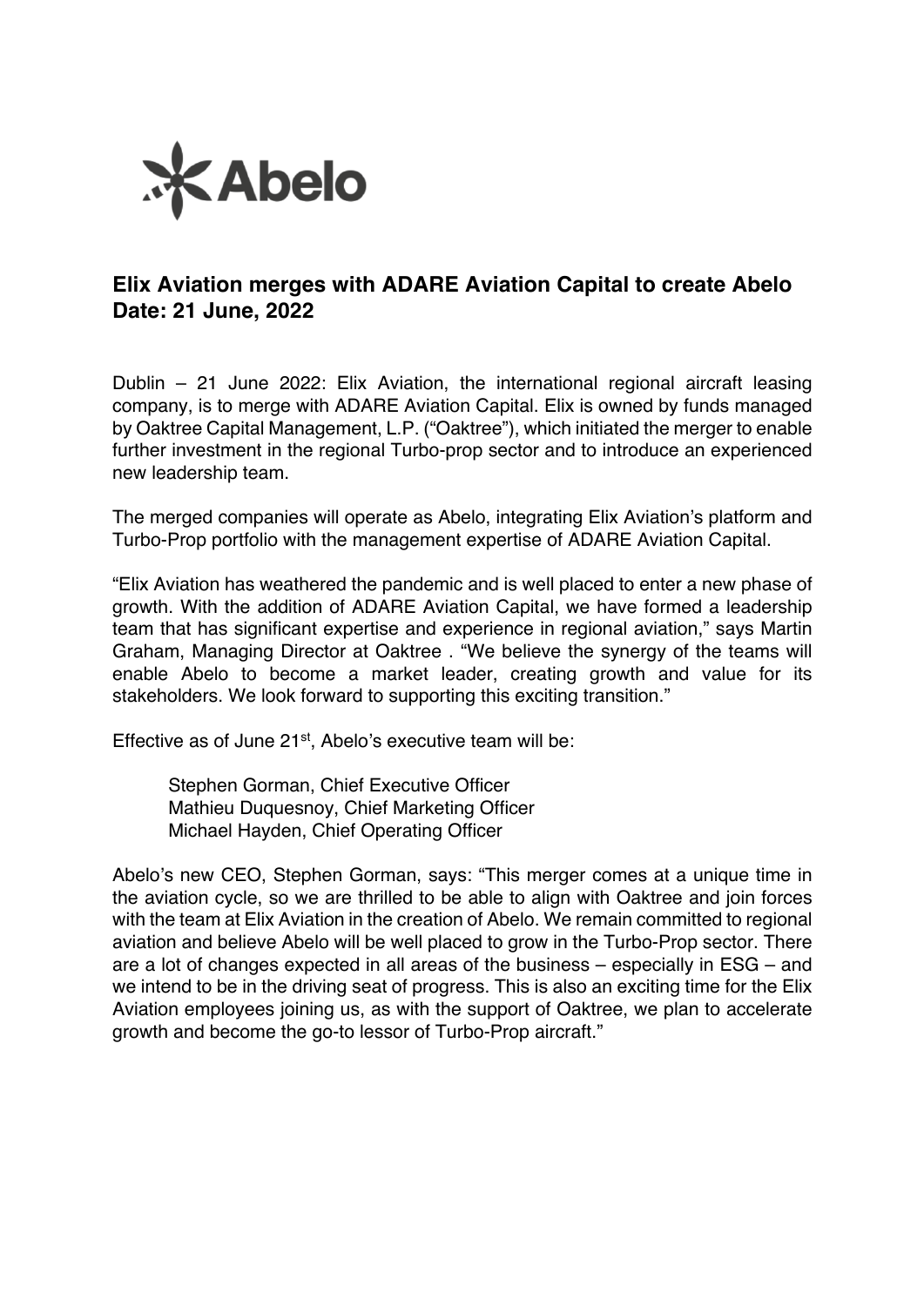Abelo

## Elix Aviation merges with ADARE Aviation Capital to create Abelo
## Date: 21 June, 2022

Dublin – 21 June 2022: Elix Aviation, the international regional aircraft leasing company, is to merge with ADARE Aviation Capital. Elix is owned by funds managed by Oaktree Capital Management, L.P. ("Oaktree"), which initiated the merger to enable further investment in the regional Turbo-prop sector and to introduce an experienced new leadership team.

The merged companies will operate as Abelo, integrating Elix Aviation's platform and Turbo-Prop portfolio with the management expertise of ADARE Aviation Capital.

"Elix Aviation has weathered the pandemic and is well placed to enter a new phase of growth. With the addition of ADARE Aviation Capital, we have formed a leadership team that has significant expertise and experience in regional aviation," says Martin Graham, Managing Director at Oaktree . "We believe the synergy of the teams will enable Abelo to become a market leader, creating growth and value for its stakeholders. We look forward to supporting this exciting transition."

Effective as of June 21st, Abelo's executive team will be:

Stephen Gorman, Chief Executive Officer
Mathieu Duquesnoy, Chief Marketing Officer
Michael Hayden, Chief Operating Officer

Abelo's new CEO, Stephen Gorman, says: "This merger comes at a unique time in the aviation cycle, so we are thrilled to be able to align with Oaktree and join forces with the team at Elix Aviation in the creation of Abelo. We remain committed to regional aviation and believe Abelo will be well placed to grow in the Turbo-Prop sector. There are a lot of changes expected in all areas of the business – especially in ESG – and we intend to be in the driving seat of progress. This is also an exciting time for the Elix Aviation employees joining us, as with the support of Oaktree, we plan to accelerate growth and become the go-to lessor of Turbo-Prop aircraft."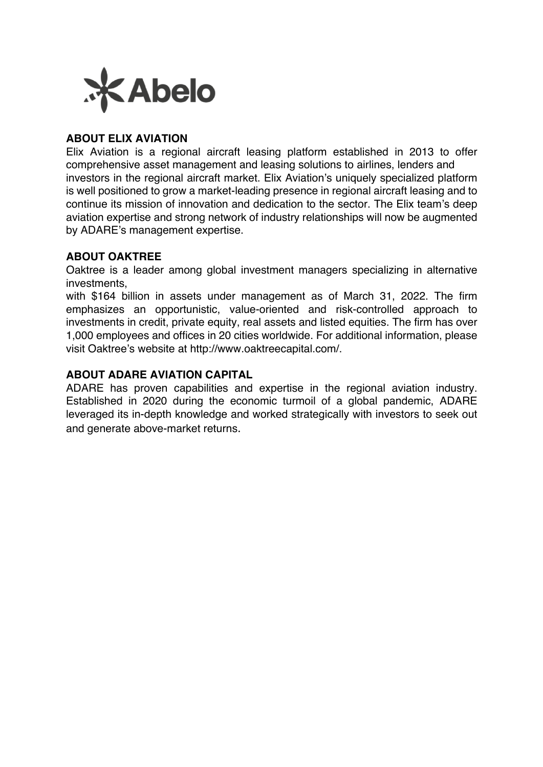## ABOUT ELIX AVIATION

Elix Aviation is a regional aircraft leasing platform established in 2013 to offer comprehensive asset management and leasing solutions to airlines, lenders and investors in the regional aircraft market. Elix Aviation's uniquely specialized platform is well positioned to grow a market-leading presence in regional aircraft leasing and to continue its mission of innovation and dedication to the sector. The Elix team's deep aviation expertise and strong network of industry relationships will now be augmented by ADARE's management expertise.

## ABOUT OAKTREE

Oaktree is a leader among global investment managers specializing in alternative investments, with $164 billion in assets under management as of March 31, 2022. The firm emphasizes an opportunistic, value-oriented and risk-controlled approach to investments in credit, private equity, real assets and listed equities. The firm has over 1,000 employees and offices in 20 cities worldwide. For additional information, please visit Oaktree's website at http://www.oaktreecapital.com/.

## ABOUT ADARE AVIATION CAPITAL

ADARE has proven capabilities and expertise in the regional aviation industry. Established in 2020 during the economic turmoil of a global pandemic, ADARE leveraged its in-depth knowledge and worked strategically with investors to seek out and generate above-market returns.